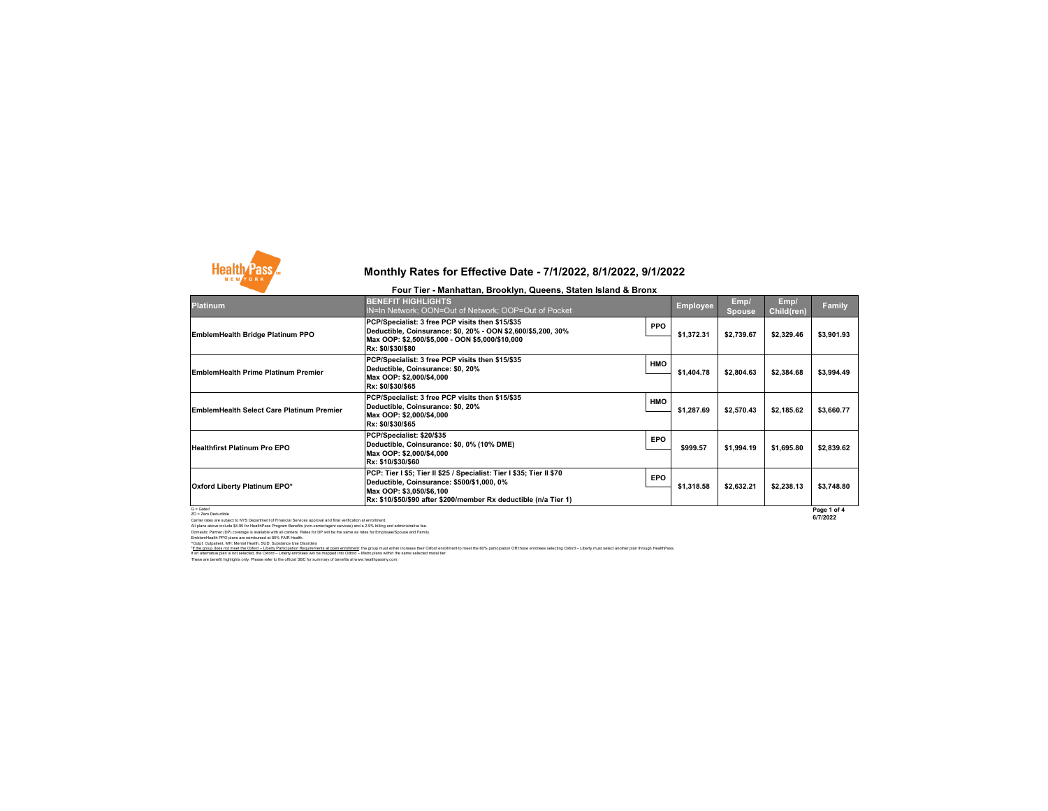# Monthly Rates for Effective Date - 7/1/2022, 8/1/2022, 9/1/2022

## Four Tier - Manhattan, Brooklyn, Queens, Staten Island & Bronx

| Platinum | BENEFIT HIGHLIGHTS<br>IN=In Network; OON=Out of Network; OOP=Out of Pocket | | Employee | Emp/<br>Spouse | Emp/<br>Child(ren) | Family |
|---|---|---|---|---|---|---|
| **EmblemHealth Bridge Platinum PPO** | **PCP/Specialist: 3 free PCP visits then $15/$35**<br>**Deductible, Coinsurance: $0, 20% - OON $2,600/$5,200, 30%**<br>**Max OOP: $2,500/$5,000 - OON $5,000/$10,000**<br>**Rx: $0/$30/$80** | **PPO** | **$1,372.31** | **$2,739.67** | **$2,329.46** | **$3,901.93** |
| **EmblemHealth Prime Platinum Premier** | **PCP/Specialist: 3 free PCP visits then $15/$35**<br>**Deductible, Coinsurance: $0, 20%**<br>**Max OOP: $2,000/$4,000**<br>**Rx: $0/$30/$65** | **HMO** | **$1,404.78** | **$2,804.63** | **$2,384.68** | **$3,994.49** |
| **EmblemHealth Select Care Platinum Premier** | **PCP/Specialist: 3 free PCP visits then $15/$35**<br>**Deductible, Coinsurance: $0, 20%**<br>**Max OOP: $2,000/$4,000**<br>**Rx: $0/$30/$65** | **HMO** | **$1,287.69** | **$2,570.43** | **$2,185.62** | **$3,660.77** |
| **Healthfirst Platinum Pro EPO** | **PCP/Specialist: $20/$35**<br>**Deductible, Coinsurance: $0, 0% (10% DME)**<br>**Max OOP: $2,000/$4,000**<br>**Rx: $10/$30/$60** | **EPO** | **$999.57** | **$1,994.19** | **$1,695.80** | **$2,839.62** |
| **Oxford Liberty Platinum EPO*** | **PCP: Tier I $5; Tier II $25 / Specialist: Tier I $35; Tier II $70**<br>**Deductible, Coinsurance: $500/$1,000, 0%**<br>**Max OOP: $3,050/$6,100**<br>**Rx: $10/$50/$90 after $200/member Rx deductible (n/a Tier 1)** | **EPO** | **$1,318.58** | **$2,632.21** | **$2,238.13** | **$3,748.80** |

G = Gated
ZD = Zero Deductible
Carrier rates are subject to NYS Department of Financial Services approval and final verification at enrollment.
All plans above include $4.95 for HealthPass Program Benefits (non-carrier/agent services) and a 2.9% billing and administrative fee.
Domestic Partner (DP) coverage is available with all carriers. Rates for DP will be the same as rates for Employee/Spouse and Family.
EmblemHealth PPO plans are reimbursed at 80% FAIR Health.
^Outpt: Outpatient, MH: Mental Health, SUD: Substance Use Disorders
*If the group does not meet the Oxford – Liberty Participation Requirements at open enrollment: the group must either increase their Oxford enrollment to meet the 60% participation OR those enrollees selecting Oxford – Liberty must select another plan through HealthPass.
If an alternative plan is not selected, the Oxford – Liberty enrollees will be mapped into Oxford – Metro plans within the same selected metal tier.
These are benefit highlights only. Please refer to the official SBC for summary of benefits at www.healthpassny.com.

6/7/2022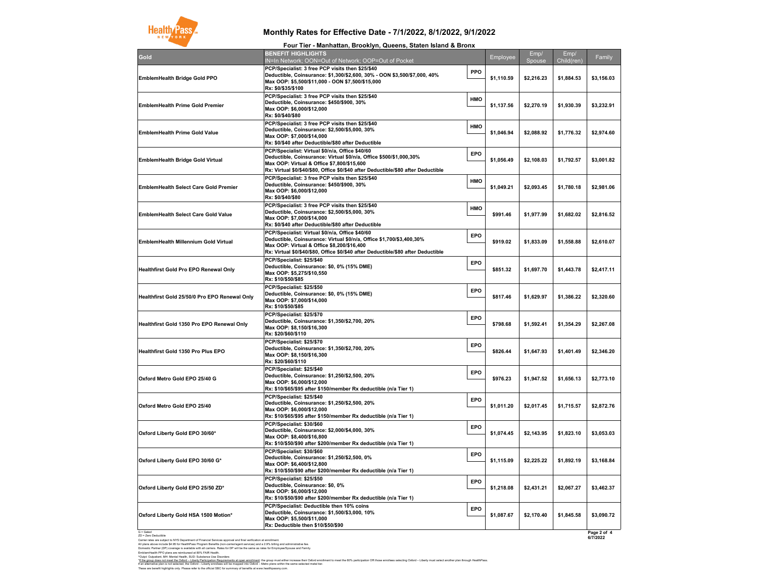# Monthly Rates for Effective Date - 7/1/2022, 8/1/2022, 9/1/2022

## Four Tier - Manhattan, Brooklyn, Queens, Staten Island & Bronx

| Gold | BENEFIT HIGHLIGHTS<br>IN=In Network; OON=Out of Network; OOP=Out of Pocket | | Employee | Emp/ Spouse | Emp/ Child(ren) | Family |
|---|---|---|---|---|---|---|
| EmblemHealth Bridge Gold PPO | PCP/Specialist: 3 free PCP visits then $25/$40<br>Deductible, Coinsurance: $1,300/$2,600, 30% - OON $3,500/$7,000, 40%<br>Max OOP: $5,500/$11,000 - OON $7,500/$15,000<br>Rx: $0/$35/$100 | PPO | $1,110.59 | $2,216.23 | $1,884.53 | $3,156.03 |
| EmblemHealth Prime Gold Premier | PCP/Specialist: 3 free PCP visits then $25/$40<br>Deductible, Coinsurance: $450/$900, 30%<br>Max OOP: $6,000/$12,000<br>Rx: $0/$40/$80 | HMO | $1,137.56 | $2,270.19 | $1,930.39 | $3,232.91 |
| EmblemHealth Prime Gold Value | PCP/Specialist: 3 free PCP visits then $25/$40<br>Deductible, Coinsurance: $2,500/$5,000, 30%<br>Max OOP: $7,000/$14,000<br>Rx: $0/$40 after Deductible/$80 after Deductible | HMO | $1,046.94 | $2,088.92 | $1,776.32 | $2,974.60 |
| EmblemHealth Bridge Gold Virtual | PCP/Specialist: Virtual $0/n/a, Office $40/60<br>Deductible, Coinsurance: Virtual $0/n/a, Office $500/$1,000,30%<br>Max OOP: Virtual & Office $7,800/$15,600<br>Rx: Virtual $0/$40/$80, Office $0/$40 after Deductible/$80 after Deductible | EPO | $1,056.49 | $2,108.03 | $1,792.57 | $3,001.82 |
| EmblemHealth Select Care Gold Premier | PCP/Specialist: 3 free PCP visits then $25/$40<br>Deductible, Coinsurance: $450/$900, 30%<br>Max OOP: $6,000/$12,000<br>Rx: $0/$40/$80 | HMO | $1,049.21 | $2,093.45 | $1,780.18 | $2,981.06 |
| EmblemHealth Select Care Gold Value | PCP/Specialist: 3 free PCP visits then $25/$40<br>Deductible, Coinsurance: $2,500/$5,000, 30%<br>Max OOP: $7,000/$14,000<br>Rx: $0/$40 after Deductible/$80 after Deductible | HMO | $991.46 | $1,977.99 | $1,682.02 | $2,816.52 |
| EmblemHealth Millennium Gold Virtual | PCP/Specialist: Virtual $0/n/a, Office $40/60<br>Deductible, Coinsurance: Virtual $0/n/a, Office $1,700/$3,400,30%<br>Max OOP: Virtual & Office $8,200/$16,400<br>Rx: Virtual $0/$40/$80, Office $0/$40 after Deductible/$80 after Deductible | EPO | $919.02 | $1,833.09 | $1,558.88 | $2,610.07 |
| Healthfirst Gold Pro EPO Renewal Only | PCP/Specialist: $25/$40<br>Deductible, Coinsurance: $0, 0% (15% DME)<br>Max OOP: $5,275/$10,550<br>Rx: $10/$50/$85 | EPO | $851.32 | $1,697.70 | $1,443.78 | $2,417.11 |
| Healthfirst Gold 25/50/0 Pro EPO Renewal Only | PCP/Specialist: $25/$50<br>Deductible, Coinsurance: $0, 0% (15% DME)<br>Max OOP: $7,000/$14,000<br>Rx: $10/$50/$85 | EPO | $817.46 | $1,629.97 | $1,386.22 | $2,320.60 |
| Healthfirst Gold 1350 Pro EPO Renewal Only | PCP/Specialist: $25/$70<br>Deductible, Coinsurance: $1,350/$2,700, 20%<br>Max OOP: $8,150/$16,300<br>Rx: $20/$60/$110 | EPO | $798.68 | $1,592.41 | $1,354.29 | $2,267.08 |
| Healthfirst Gold 1350 Pro Plus EPO | PCP/Specialist: $25/$70<br>Deductible, Coinsurance: $1,350/$2,700, 20%<br>Max OOP: $8,150/$16,300<br>Rx: $20/$60/$110 | EPO | $826.44 | $1,647.93 | $1,401.49 | $2,346.20 |
| Oxford Metro Gold EPO 25/40 G | PCP/Specialist: $25/$40<br>Deductible, Coinsurance: $1,250/$2,500, 20%<br>Max OOP: $6,000/$12,000<br>Rx: $10/$65/$95 after $150/member Rx deductible (n/a Tier 1) | EPO | $976.23 | $1,947.52 | $1,656.13 | $2,773.10 |
| Oxford Metro Gold EPO 25/40 | PCP/Specialist: $25/$40<br>Deductible, Coinsurance: $1,250/$2,500, 20%<br>Max OOP: $6,000/$12,000<br>Rx: $10/$65/$95 after $150/member Rx deductible (n/a Tier 1) | EPO | $1,011.20 | $2,017.45 | $1,715.57 | $2,872.76 |
| Oxford Liberty Gold EPO 30/60* | PCP/Specialist: $30/$60<br>Deductible, Coinsurance: $2,000/$4,000, 30%<br>Max OOP: $8,400/$16,800<br>Rx: $10/$50/$90 after $200/member Rx deductible (n/a Tier 1) | EPO | $1,074.45 | $2,143.95 | $1,823.10 | $3,053.03 |
| Oxford Liberty Gold EPO 30/60 G* | PCP/Specialist: $30/$60<br>Deductible, Coinsurance: $1,250/$2,500, 0%<br>Max OOP: $6,400/$12,800<br>Rx: $10/$50/$90 after $200/member Rx deductible (n/a Tier 1) | EPO | $1,115.09 | $2,225.22 | $1,892.19 | $3,168.84 |
| Oxford Liberty Gold EPO 25/50 ZD* | PCP/Specialist: $25/$50<br>Deductible, Coinsurance: $0, 0%<br>Max OOP: $6,000/$12,000<br>Rx: $10/$50/$90 after $200/member Rx deductible (n/a Tier 1) | EPO | $1,218.08 | $2,431.21 | $2,067.27 | $3,462.37 |
| Oxford Liberty Gold HSA 1500 Motion* | PCP/Specialist: Deductible then 10% coins<br>Deductible, Coinsurance: $1,500/$3,000, 10%<br>Max OOP: $5,500/$11,000<br>Rx: Deductible then $10/$50/$90 | EPO | $1,087.67 | $2,170.40 | $1,845.58 | $3,090.72 |

G = Gated
ZD = Zero Deductible

Carrier rates are subject to NYS Department of Financial Services approval and final verification at enrollment.
All plans above include $4.95 for HealthPass Program Benefits (non-carrier/agent services) and a 2.9% billing and administrative fee.
Domestic Partner (DP) coverage is available with all carriers. Rates for DP will be the same as rates for Employee/Spouse and Family.
EmblemHealth PPO plans are reimbursed at 80% FAIR Health.
*Outpt: Outpatient, MH: Mental Health, SUD: Substance Use Disorders
*If the group does not meet the Oxford – Liberty Participation Requirements at open enrollment the group must either increase their Oxford enrollment to meet the 60% participation OR those enrollees selecting Oxford – Liberty must select another plan through HealthPass.
If an alternative plan is not selected, the Oxford – Liberty enrollees will be mapped into Oxford – Metro plans within the same selected metal tier.
These are benefit highlights only. Please refer to the official SBC for summary of benefits at www.healthpassny.com.

6/7/2022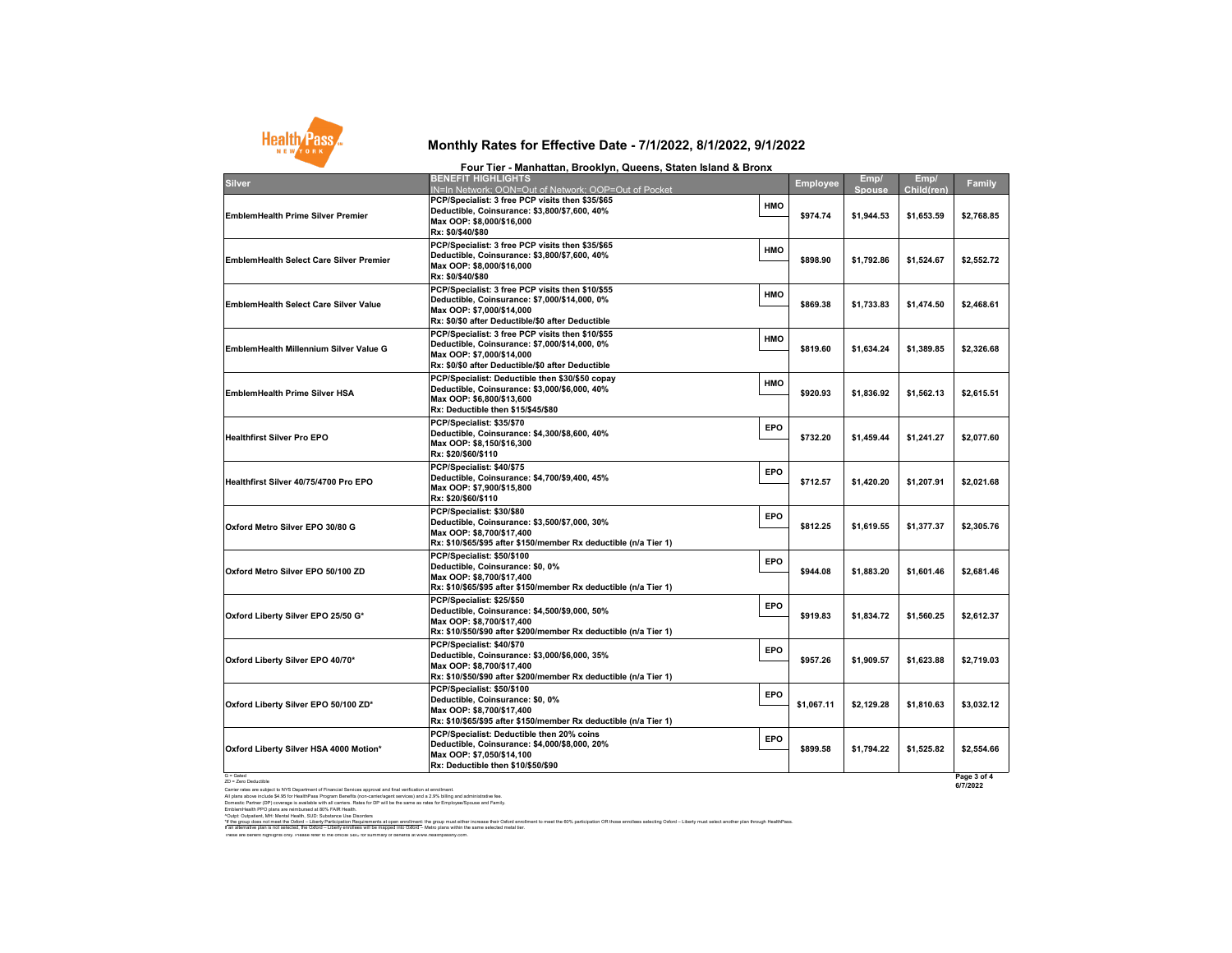# Monthly Rates for Effective Date - 7/1/2022, 8/1/2022, 9/1/2022

### Four Tier - Manhattan, Brooklyn, Queens, Staten Island & Bronx

| Silver | BENEFIT HIGHLIGHTS IN=In Network; OON=Out of Network; OOP=Out of Pocket | | Employee | Emp/ Spouse | Emp/ Child(ren) | Family |
|---|---|---|---|---|---|---|
| **EmblemHealth Prime Silver Premier** | PCP/Specialist: 3 free PCP visits then $35/$65<br>Deductible, Coinsurance: $3,800/$7,600, 40%<br>Max OOP: $8,000/$16,000<br>Rx: $0/$40/$80 | HMO | $974.74 | $1,944.53 | $1,653.59 | $2,768.85 |
| **EmblemHealth Select Care Silver Premier** | PCP/Specialist: 3 free PCP visits then $35/$65<br>Deductible, Coinsurance: $3,800/$7,600, 40%<br>Max OOP: $8,000/$16,000<br>Rx: $0/$40/$80 | HMO | $898.90 | $1,792.86 | $1,524.67 | $2,552.72 |
| **EmblemHealth Select Care Silver Value** | PCP/Specialist: 3 free PCP visits then $10/$55<br>Deductible, Coinsurance: $7,000/$14,000, 0%<br>Max OOP: $7,000/$14,000<br>Rx: $0/$0 after Deductible/$0 after Deductible | HMO | $869.38 | $1,733.83 | $1,474.50 | $2,468.61 |
| **EmblemHealth Millennium Silver Value G** | PCP/Specialist: 3 free PCP visits then $10/$55<br>Deductible, Coinsurance: $7,000/$14,000, 0%<br>Max OOP: $7,000/$14,000<br>Rx: $0/$0 after Deductible/$0 after Deductible | HMO | $819.60 | $1,634.24 | $1,389.85 | $2,326.68 |
| **EmblemHealth Prime Silver HSA** | PCP/Specialist: Deductible then $30/$50 copay<br>Deductible, Coinsurance: $3,000/$6,000, 40%<br>Max OOP: $6,800/$13,600<br>Rx: Deductible then $15/$45/$80 | HMO | $920.93 | $1,836.92 | $1,562.13 | $2,615.51 |
| **Healthfirst Silver Pro EPO** | PCP/Specialist: $35/$70<br>Deductible, Coinsurance: $4,300/$8,600, 40%<br>Max OOP: $8,150/$16,300<br>Rx: $20/$60/$110 | EPO | $732.20 | $1,459.44 | $1,241.27 | $2,077.60 |
| **Healthfirst Silver 40/75/4700 Pro EPO** | PCP/Specialist: $40/$75<br>Deductible, Coinsurance: $4,700/$9,400, 45%<br>Max OOP: $7,900/$15,800<br>Rx: $20/$60/$110 | EPO | $712.57 | $1,420.20 | $1,207.91 | $2,021.68 |
| **Oxford Metro Silver EPO 30/80 G** | PCP/Specialist: $30/$80<br>Deductible, Coinsurance: $3,500/$7,000, 30%<br>Max OOP: $8,700/$17,400<br>Rx: $10/$65/$95 after $150/member Rx deductible (n/a Tier 1) | EPO | $812.25 | $1,619.55 | $1,377.37 | $2,305.76 |
| **Oxford Metro Silver EPO 50/100 ZD** | PCP/Specialist: $50/$100<br>Deductible, Coinsurance: $0, 0%<br>Max OOP: $8,700/$17,400<br>Rx: $10/$65/$95 after $150/member Rx deductible (n/a Tier 1) | EPO | $944.08 | $1,883.20 | $1,601.46 | $2,681.46 |
| **Oxford Liberty Silver EPO 25/50 G*** | PCP/Specialist: $25/$50<br>Deductible, Coinsurance: $4,500/$9,000, 50%<br>Max OOP: $8,700/$17,400<br>Rx: $10/$50/$90 after $200/member Rx deductible (n/a Tier 1) | EPO | $919.83 | $1,834.72 | $1,560.25 | $2,612.37 |
| **Oxford Liberty Silver EPO 40/70*** | PCP/Specialist: $40/$70<br>Deductible, Coinsurance: $3,000/$6,000, 35%<br>Max OOP: $8,700/$17,400<br>Rx: $10/$50/$90 after $200/member Rx deductible (n/a Tier 1) | EPO | $957.26 | $1,909.57 | $1,623.88 | $2,719.03 |
| **Oxford Liberty Silver EPO 50/100 ZD*** | PCP/Specialist: $50/$100<br>Deductible, Coinsurance: $0, 0%<br>Max OOP: $8,700/$17,400<br>Rx: $10/$65/$95 after $150/member Rx deductible (n/a Tier 1) | EPO | $1,067.11 | $2,129.28 | $1,810.63 | $3,032.12 |
| **Oxford Liberty Silver HSA 4000 Motion*** | PCP/Specialist: Deductible then 20% coins<br>Deductible, Coinsurance: $4,000/$8,000, 20%<br>Max OOP: $7,050/$14,100<br>Rx: Deductible then $10/$50/$90 | EPO | $899.58 | $1,794.22 | $1,525.82 | $2,554.66 |

G = Gated
ZD = Zero Deductible

Carrier rates are subject to NYS Department of Financial Services approval and final verification at enrollment.
All plans above include $4.95 for HealthPass Program Benefits (non-carrier/agent services) and a 2.9% billing and administrative fee.
Domestic Partner (DP) coverage is available with all carriers. Rates for DP will be the same as rates for Employee/Spouse and Family.
EmblemHealth PPO plans are reimbursed at 80% FAIR Health.
*Outpt: Outpatient, MH: Mental Health, SUD: Substance Use Disorders
*If the group does not meet the Oxford – Liberty Participation Requirements at open enrollment the group must either increase their Oxford enrollment to meet the 60% participation OR those enrollees selecting Oxford – Liberty must select another plan through HealthPass.
If an alternative plan is not selected, the Oxford – Liberty enrollees will be mapped into Oxford – Metro plans within the same selected metal tier.
These are benefit highlights only. Please refer to the official SBC for summary of benefits at www.healthpassny.com.

6/7/2022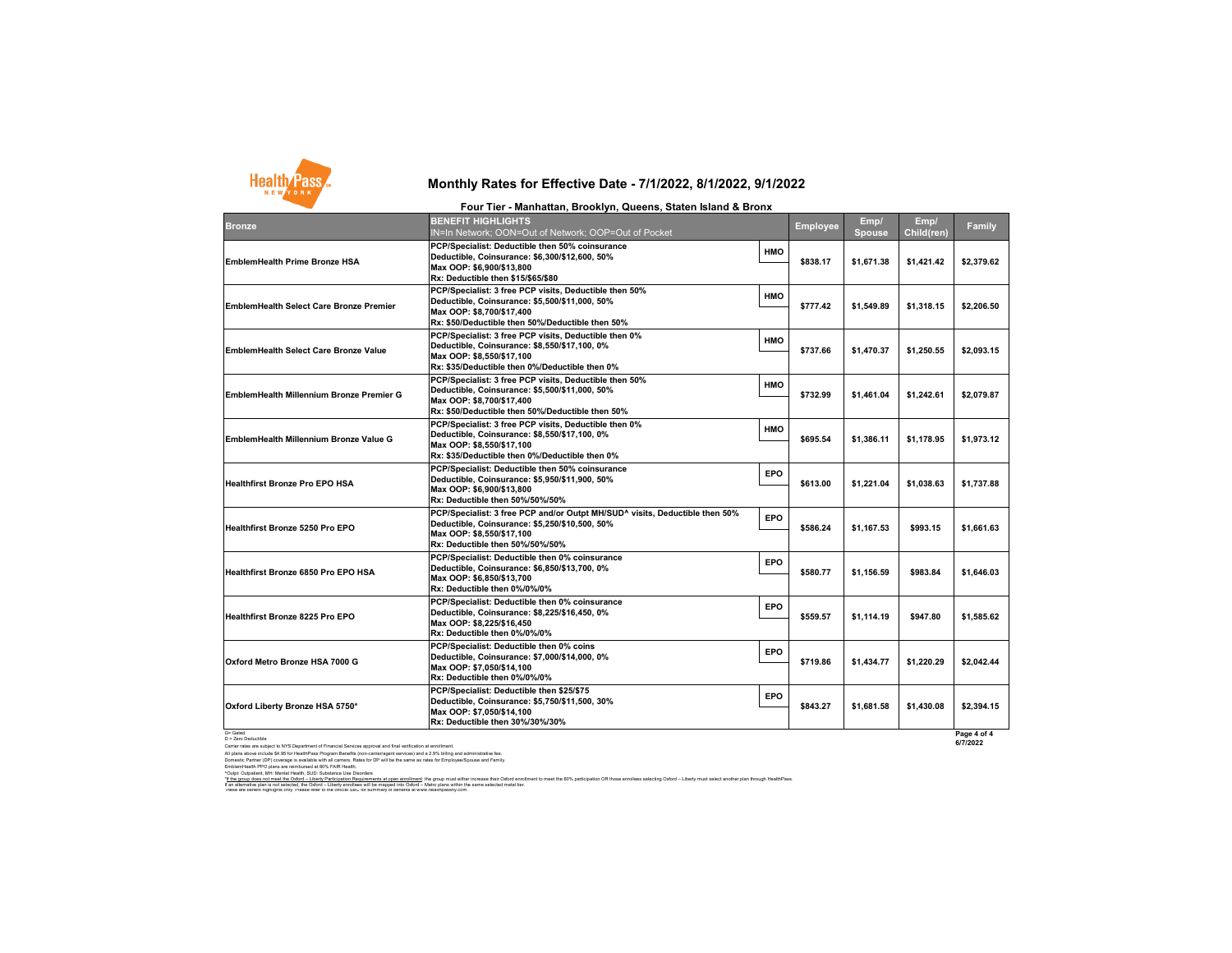# Monthly Rates for Effective Date - 7/1/2022, 8/1/2022, 9/1/2022

### Four Tier - Manhattan, Brooklyn, Queens, Staten Island & Bronx

| Bronze | BENEFIT HIGHLIGHTS IN=In Network; OON=Out of Network; OOP=Out of Pocket | | Employee | Emp/ Spouse | Emp/ Child(ren) | Family |
|---|---|---|---|---|---|---|
| EmblemHealth Prime Bronze HSA | PCP/Specialist: Deductible then 50% coinsurance<br>Deductible, Coinsurance: $6,300/$12,600, 50%<br>Max OOP: $6,900/$13,800<br>Rx: Deductible then $15/$65/$80 | HMO | $838.17 | $1,671.38 | $1,421.42 | $2,379.62 |
| EmblemHealth Select Care Bronze Premier | PCP/Specialist: 3 free PCP visits, Deductible then 50%<br>Deductible, Coinsurance: $5,500/$11,000, 50%<br>Max OOP: $8,700/$17,400<br>Rx: $50/Deductible then 50%/Deductible then 50% | HMO | $777.42 | $1,549.89 | $1,318.15 | $2,206.50 |
| EmblemHealth Select Care Bronze Value | PCP/Specialist: 3 free PCP visits, Deductible then 0%<br>Deductible, Coinsurance: $8,550/$17,100, 0%<br>Max OOP: $8,550/$17,100<br>Rx: $35/Deductible then 0%/Deductible then 0% | HMO | $737.66 | $1,470.37 | $1,250.55 | $2,093.15 |
| EmblemHealth Millennium Bronze Premier G | PCP/Specialist: 3 free PCP visits, Deductible then 50%<br>Deductible, Coinsurance: $5,500/$11,000, 50%<br>Max OOP: $8,700/$17,400<br>Rx: $50/Deductible then 50%/Deductible then 50% | HMO | $732.99 | $1,461.04 | $1,242.61 | $2,079.87 |
| EmblemHealth Millennium Bronze Value G | PCP/Specialist: 3 free PCP visits, Deductible then 0%<br>Deductible, Coinsurance: $8,550/$17,100, 0%<br>Max OOP: $8,550/$17,100<br>Rx: $35/Deductible then 0%/Deductible then 0% | HMO | $695.54 | $1,386.11 | $1,178.95 | $1,973.12 |
| Healthfirst Bronze Pro EPO HSA | PCP/Specialist: Deductible then 50% coinsurance<br>Deductible, Coinsurance: $5,950/$11,900, 50%<br>Max OOP: $6,900/$13,800<br>Rx: Deductible then 50%/50%/50% | EPO | $613.00 | $1,221.04 | $1,038.63 | $1,737.88 |
| Healthfirst Bronze 5250 Pro EPO | PCP/Specialist: 3 free PCP and/or Outpt MH/SUD^ visits, Deductible then 50%<br>Deductible, Coinsurance: $5,250/$10,500, 50%<br>Max OOP: $8,550/$17,100<br>Rx: Deductible then 50%/50%/50% | EPO | $586.24 | $1,167.53 | $993.15 | $1,661.63 |
| Healthfirst Bronze 6850 Pro EPO HSA | PCP/Specialist: Deductible then 0% coinsurance<br>Deductible, Coinsurance: $6,850/$13,700, 0%<br>Max OOP: $6,850/$13,700<br>Rx: Deductible then 0%/0%/0% | EPO | $580.77 | $1,156.59 | $983.84 | $1,646.03 |
| Healthfirst Bronze 8225 Pro EPO | PCP/Specialist: Deductible then 0% coinsurance<br>Deductible, Coinsurance: $8,225/$16,450, 0%<br>Max OOP: $8,225/$16,450<br>Rx: Deductible then 0%/0%/0% | EPO | $559.57 | $1,114.19 | $947.80 | $1,585.62 |
| Oxford Metro Bronze HSA 7000 G | PCP/Specialist: Deductible then 0% coins<br>Deductible, Coinsurance: $7,000/$14,000, 0%<br>Max OOP: $7,050/$14,100<br>Rx: Deductible then 0%/0%/0% | EPO | $719.86 | $1,434.77 | $1,220.29 | $2,042.44 |
| Oxford Liberty Bronze HSA 5750* | PCP/Specialist: Deductible then $25/$75<br>Deductible, Coinsurance: $5,750/$11,500, 30%<br>Max OOP: $7,050/$14,100<br>Rx: Deductible then 30%/30%/30% | EPO | $843.27 | $1,681.58 | $1,430.08 | $2,394.15 |

G= Gated
D = Zero Deductible
Carrier rates are subject to NYS Department of Financial Services approval and final verification at enrollment.
All plans above include $4.95 for HealthPass Program Benefits (non-carrier/agent services) and a 2.9% billing and administrative fee.
Domestic Partner (DP) coverage is available with all carriers. Rates for DP will be the same as rates for Employee/Spouse and Family.
EmblemHealth PPO plans are reimbursed at 80% FAIR Health.
^Outpt: Outpatient, MH: Mental Health, SUD: Substance Use Disorders
*If the group does not meet the Oxford – Liberty Participation Requirements at open enrollment: the group must either increase their Oxford enrollment to meet the 60% participation OR those enrollees selecting Oxford – Liberty must select another plan through HealthPass.
If an alternative plan is not selected, the Oxford – Liberty enrollees will be mapped into Oxford – Metro plans within the same selected metal tier.
These are benefit highlights only. Please refer to the official SBC for summary of benefits at www.healthpassny.com.

6/7/2022